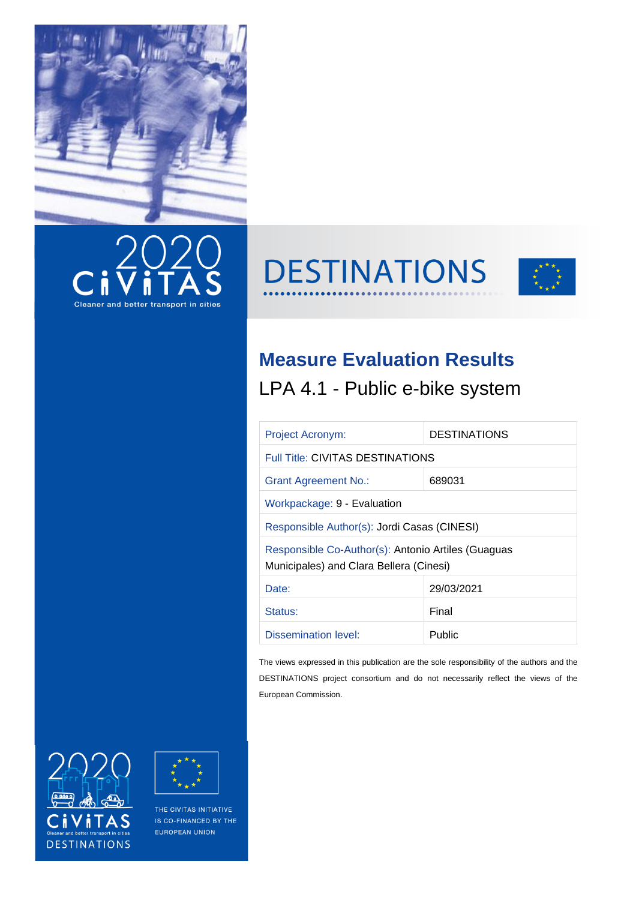# DESTINATIONS

## Measure Evaluation Results

LPA 4.1 - Public e-bike system

| Project Acronym: | DESTINATIONS |
|---|---|
| Full Title: CIVITAS DESTINATIONS | |
| Grant Agreement No.: | 689031 |
| Workpackage: 9 - Evaluation | |
| Responsible Author(s): Jordi Casas (CINESI) | |
| Responsible Co-Author(s): Antonio Artiles (Guaguas Municipales) and Clara Bellera (Cinesi) | |
| Date: | 29/03/2021 |
| Status: | Final |
| Dissemination level: | Public |

The views expressed in this publication are the sole responsibility of the authors and the DESTINATIONS project consortium and do not necessarily reflect the views of the European Commission.

THE CIVITAS INITIATIVE IS CO-FINANCED BY THE EUROPEAN UNION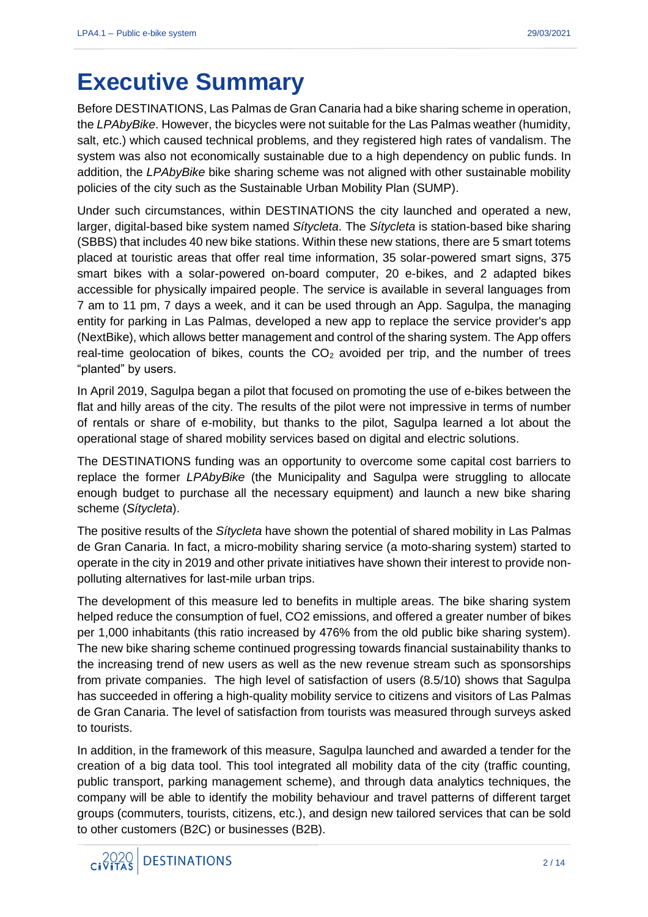# Executive Summary

Before DESTINATIONS, Las Palmas de Gran Canaria had a bike sharing scheme in operation, the *LPAbyBike*. However, the bicycles were not suitable for the Las Palmas weather (humidity, salt, etc.) which caused technical problems, and they registered high rates of vandalism. The system was also not economically sustainable due to a high dependency on public funds. In addition, the *LPAbyBike* bike sharing scheme was not aligned with other sustainable mobility policies of the city such as the Sustainable Urban Mobility Plan (SUMP).

Under such circumstances, within DESTINATIONS the city launched and operated a new, larger, digital-based bike system named *Sítycleta*. The *Sítycleta* is station-based bike sharing (SBBS) that includes 40 new bike stations. Within these new stations, there are 5 smart totems placed at touristic areas that offer real time information, 35 solar-powered smart signs, 375 smart bikes with a solar-powered on-board computer, 20 e-bikes, and 2 adapted bikes accessible for physically impaired people. The service is available in several languages from 7 am to 11 pm, 7 days a week, and it can be used through an App. Sagulpa, the managing entity for parking in Las Palmas, developed a new app to replace the service provider's app (NextBike), which allows better management and control of the sharing system. The App offers real-time geolocation of bikes, counts the $CO_2$ avoided per trip, and the number of trees "planted" by users.

In April 2019, Sagulpa began a pilot that focused on promoting the use of e-bikes between the flat and hilly areas of the city. The results of the pilot were not impressive in terms of number of rentals or share of e-mobility, but thanks to the pilot, Sagulpa learned a lot about the operational stage of shared mobility services based on digital and electric solutions.

The DESTINATIONS funding was an opportunity to overcome some capital cost barriers to replace the former *LPAbyBike* (the Municipality and Sagulpa were struggling to allocate enough budget to purchase all the necessary equipment) and launch a new bike sharing scheme (*Sítycleta*).

The positive results of the *Sítycleta* have shown the potential of shared mobility in Las Palmas de Gran Canaria. In fact, a micro-mobility sharing service (a moto-sharing system) started to operate in the city in 2019 and other private initiatives have shown their interest to provide non-polluting alternatives for last-mile urban trips.

The development of this measure led to benefits in multiple areas. The bike sharing system helped reduce the consumption of fuel, CO2 emissions, and offered a greater number of bikes per 1,000 inhabitants (this ratio increased by 476% from the old public bike sharing system). The new bike sharing scheme continued progressing towards financial sustainability thanks to the increasing trend of new users as well as the new revenue stream such as sponsorships from private companies. The high level of satisfaction of users (8.5/10) shows that Sagulpa has succeeded in offering a high-quality mobility service to citizens and visitors of Las Palmas de Gran Canaria. The level of satisfaction from tourists was measured through surveys asked to tourists.

In addition, in the framework of this measure, Sagulpa launched and awarded a tender for the creation of a big data tool. This tool integrated all mobility data of the city (traffic counting, public transport, parking management scheme), and through data analytics techniques, the company will be able to identify the mobility behaviour and travel patterns of different target groups (commuters, tourists, citizens, etc.), and design new tailored services that can be sold to other customers (B2C) or businesses (B2B).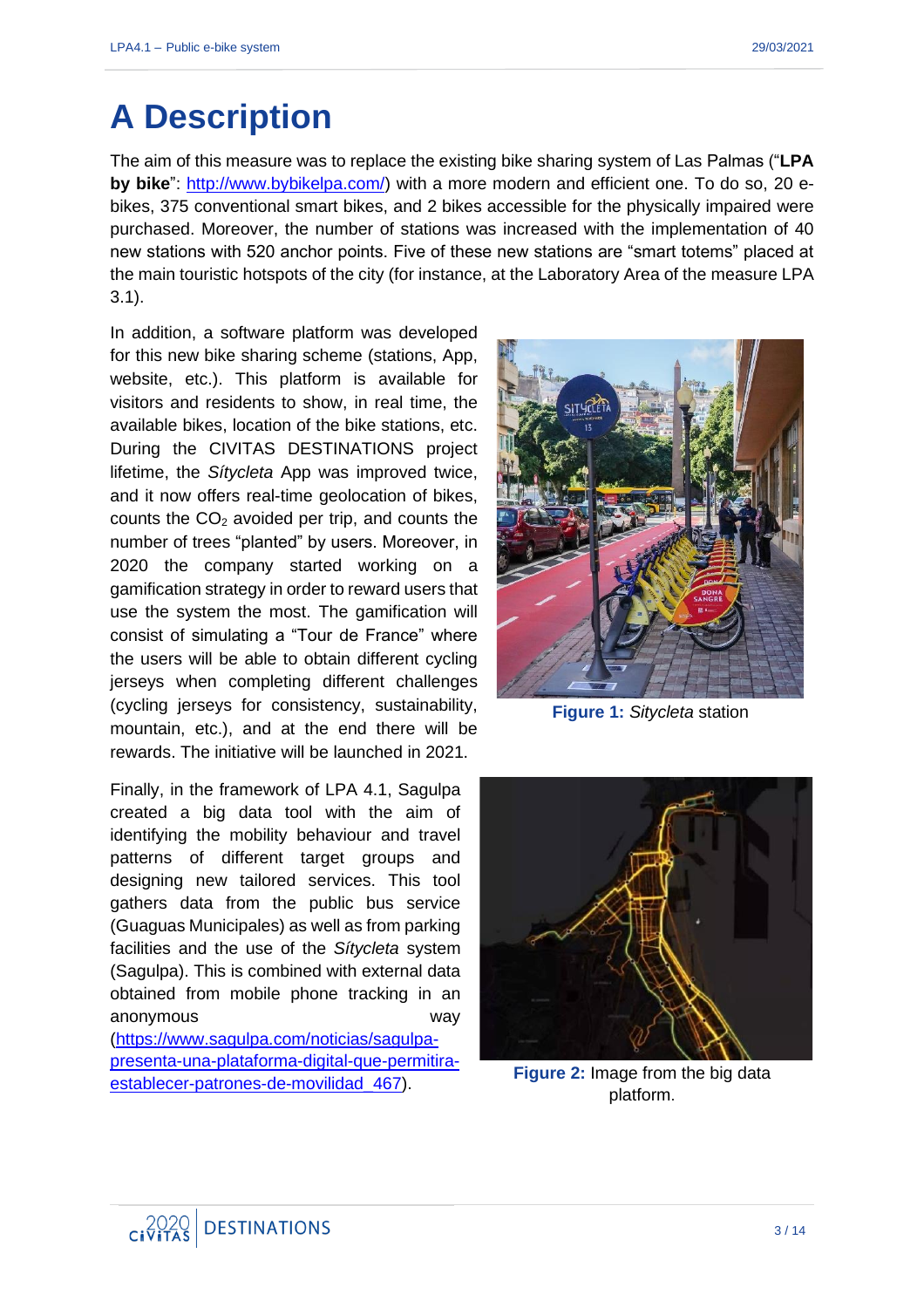# A Description

The aim of this measure was to replace the existing bike sharing system of Las Palmas ("**LPA by bike**": http://www.bybikelpa.com/) with a more modern and efficient one. To do so, 20 e-bikes, 375 conventional smart bikes, and 2 bikes accessible for the physically impaired were purchased. Moreover, the number of stations was increased with the implementation of 40 new stations with 520 anchor points. Five of these new stations are "smart totems" placed at the main touristic hotspots of the city (for instance, at the Laboratory Area of the measure LPA 3.1).

In addition, a software platform was developed for this new bike sharing scheme (stations, App, website, etc.). This platform is available for visitors and residents to show, in real time, the available bikes, location of the bike stations, etc. During the CIVITAS DESTINATIONS project lifetime, the *Sítycleta* App was improved twice, and it now offers real-time geolocation of bikes, counts the $CO_2$ avoided per trip, and counts the number of trees "planted" by users. Moreover, in 2020 the company started working on a gamification strategy in order to reward users that use the system the most. The gamification will consist of simulating a "Tour de France" where the users will be able to obtain different cycling jerseys when completing different challenges (cycling jerseys for consistency, sustainability, mountain, etc.), and at the end there will be rewards. The initiative will be launched in 2021.

**Figure 1:** *Sitycleta* station

Finally, in the framework of LPA 4.1, Sagulpa created a big data tool with the aim of identifying the mobility behaviour and travel patterns of different target groups and designing new tailored services. This tool gathers data from the public bus service (Guaguas Municipales) as well as from parking facilities and the use of the *Sítycleta* system (Sagulpa). This is combined with external data obtained from mobile phone tracking in an anonymous way (https://www.sagulpa.com/noticias/sagulpa-presenta-una-plataforma-digital-que-permitira-establecer-patrones-de-movilidad_467).

**Figure 2:** Image from the big data platform.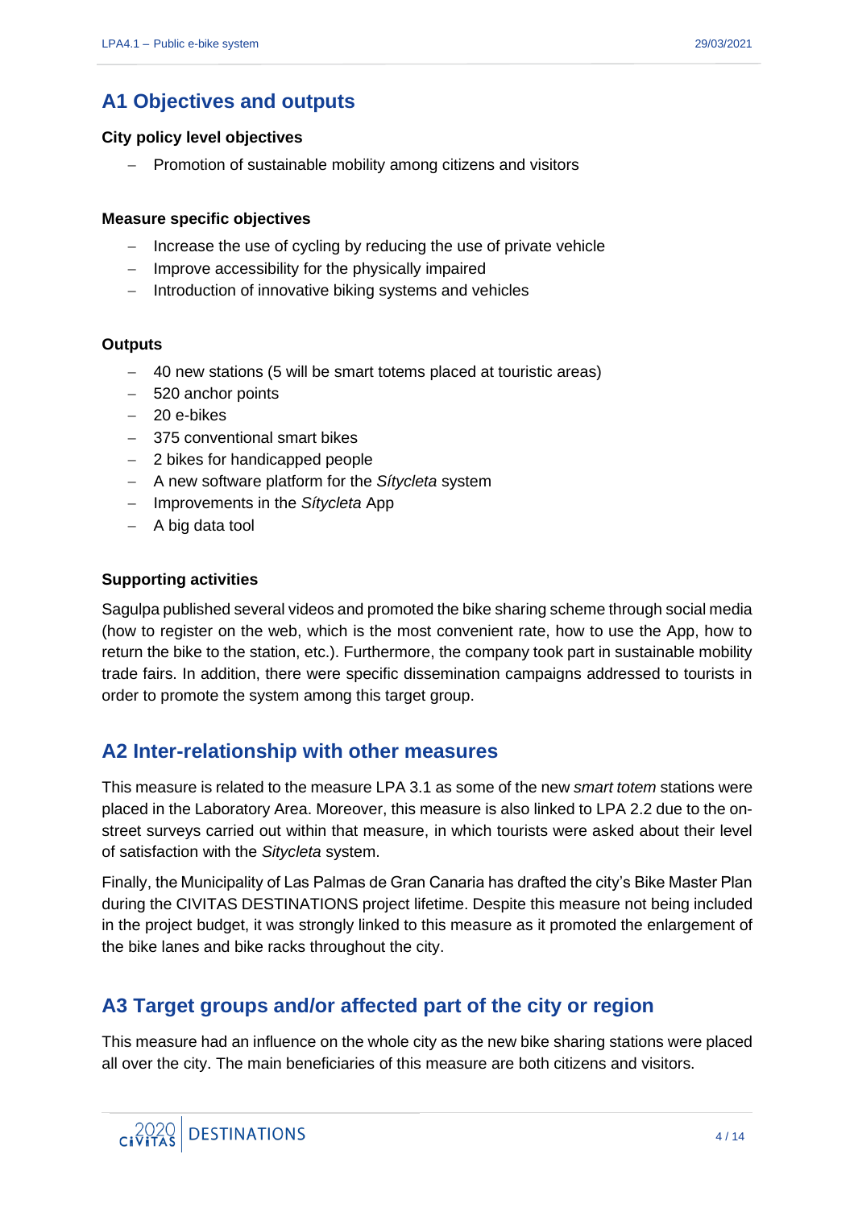## A1 Objectives and outputs

**City policy level objectives**

- Promotion of sustainable mobility among citizens and visitors

**Measure specific objectives**

- Increase the use of cycling by reducing the use of private vehicle
- Improve accessibility for the physically impaired
- Introduction of innovative biking systems and vehicles

**Outputs**

- 40 new stations (5 will be smart totems placed at touristic areas)
- 520 anchor points
- 20 e-bikes
- 375 conventional smart bikes
- 2 bikes for handicapped people
- A new software platform for the *Sítycleta* system
- Improvements in the *Sítycleta* App
- A big data tool

**Supporting activities**

Sagulpa published several videos and promoted the bike sharing scheme through social media (how to register on the web, which is the most convenient rate, how to use the App, how to return the bike to the station, etc.). Furthermore, the company took part in sustainable mobility trade fairs. In addition, there were specific dissemination campaigns addressed to tourists in order to promote the system among this target group.

## A2 Inter-relationship with other measures

This measure is related to the measure LPA 3.1 as some of the new *smart totem* stations were placed in the Laboratory Area. Moreover, this measure is also linked to LPA 2.2 due to the on-street surveys carried out within that measure, in which tourists were asked about their level of satisfaction with the *Sitycleta* system.

Finally, the Municipality of Las Palmas de Gran Canaria has drafted the city's Bike Master Plan during the CIVITAS DESTINATIONS project lifetime. Despite this measure not being included in the project budget, it was strongly linked to this measure as it promoted the enlargement of the bike lanes and bike racks throughout the city.

## A3 Target groups and/or affected part of the city or region

This measure had an influence on the whole city as the new bike sharing stations were placed all over the city. The main beneficiaries of this measure are both citizens and visitors.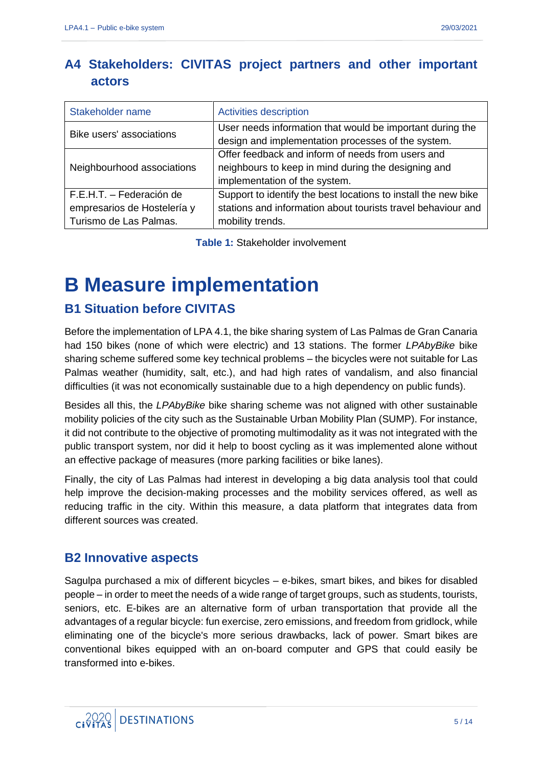## A4 Stakeholders: CIVITAS project partners and other important actors

| Stakeholder name | Activities description |
|---|---|
| Bike users' associations | User needs information that would be important during the design and implementation processes of the system. |
| Neighbourhood associations | Offer feedback and inform of needs from users and neighbours to keep in mind during the designing and implementation of the system. |
| F.E.H.T. – Federación de empresarios de Hostelería y Turismo de Las Palmas. | Support to identify the best locations to install the new bike stations and information about tourists travel behaviour and mobility trends. |

**Table 1:** Stakeholder involvement

# B Measure implementation

## B1 Situation before CIVITAS

Before the implementation of LPA 4.1, the bike sharing system of Las Palmas de Gran Canaria had 150 bikes (none of which were electric) and 13 stations. The former *LPAbyBike* bike sharing scheme suffered some key technical problems – the bicycles were not suitable for Las Palmas weather (humidity, salt, etc.), and had high rates of vandalism, and also financial difficulties (it was not economically sustainable due to a high dependency on public funds).

Besides all this, the *LPAbyBike* bike sharing scheme was not aligned with other sustainable mobility policies of the city such as the Sustainable Urban Mobility Plan (SUMP). For instance, it did not contribute to the objective of promoting multimodality as it was not integrated with the public transport system, nor did it help to boost cycling as it was implemented alone without an effective package of measures (more parking facilities or bike lanes).

Finally, the city of Las Palmas had interest in developing a big data analysis tool that could help improve the decision-making processes and the mobility services offered, as well as reducing traffic in the city. Within this measure, a data platform that integrates data from different sources was created.

## B2 Innovative aspects

Sagulpa purchased a mix of different bicycles – e-bikes, smart bikes, and bikes for disabled people – in order to meet the needs of a wide range of target groups, such as students, tourists, seniors, etc. E-bikes are an alternative form of urban transportation that provide all the advantages of a regular bicycle: fun exercise, zero emissions, and freedom from gridlock, while eliminating one of the bicycle's more serious drawbacks, lack of power. Smart bikes are conventional bikes equipped with an on-board computer and GPS that could easily be transformed into e-bikes.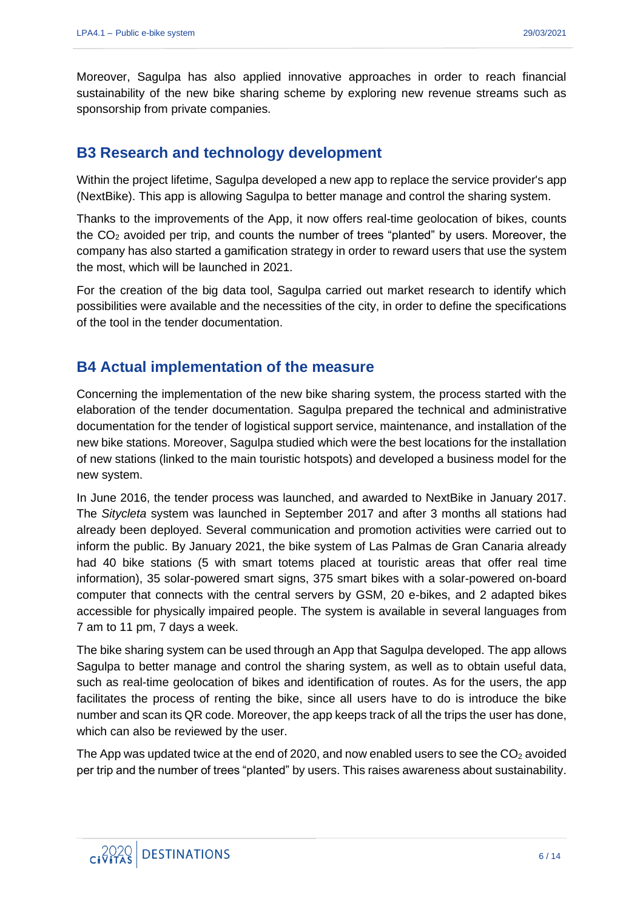Moreover, Sagulpa has also applied innovative approaches in order to reach financial sustainability of the new bike sharing scheme by exploring new revenue streams such as sponsorship from private companies.

## B3 Research and technology development

Within the project lifetime, Sagulpa developed a new app to replace the service provider's app (NextBike). This app is allowing Sagulpa to better manage and control the sharing system.

Thanks to the improvements of the App, it now offers real-time geolocation of bikes, counts the $CO_2$ avoided per trip, and counts the number of trees "planted" by users. Moreover, the company has also started a gamification strategy in order to reward users that use the system the most, which will be launched in 2021.

For the creation of the big data tool, Sagulpa carried out market research to identify which possibilities were available and the necessities of the city, in order to define the specifications of the tool in the tender documentation.

## B4 Actual implementation of the measure

Concerning the implementation of the new bike sharing system, the process started with the elaboration of the tender documentation. Sagulpa prepared the technical and administrative documentation for the tender of logistical support service, maintenance, and installation of the new bike stations. Moreover, Sagulpa studied which were the best locations for the installation of new stations (linked to the main touristic hotspots) and developed a business model for the new system.

In June 2016, the tender process was launched, and awarded to NextBike in January 2017. The *Sitycleta* system was launched in September 2017 and after 3 months all stations had already been deployed. Several communication and promotion activities were carried out to inform the public. By January 2021, the bike system of Las Palmas de Gran Canaria already had 40 bike stations (5 with smart totems placed at touristic areas that offer real time information), 35 solar-powered smart signs, 375 smart bikes with a solar-powered on-board computer that connects with the central servers by GSM, 20 e-bikes, and 2 adapted bikes accessible for physically impaired people. The system is available in several languages from 7 am to 11 pm, 7 days a week.

The bike sharing system can be used through an App that Sagulpa developed. The app allows Sagulpa to better manage and control the sharing system, as well as to obtain useful data, such as real-time geolocation of bikes and identification of routes. As for the users, the app facilitates the process of renting the bike, since all users have to do is introduce the bike number and scan its QR code. Moreover, the app keeps track of all the trips the user has done, which can also be reviewed by the user.

The App was updated twice at the end of 2020, and now enabled users to see the $CO_2$ avoided per trip and the number of trees "planted" by users. This raises awareness about sustainability.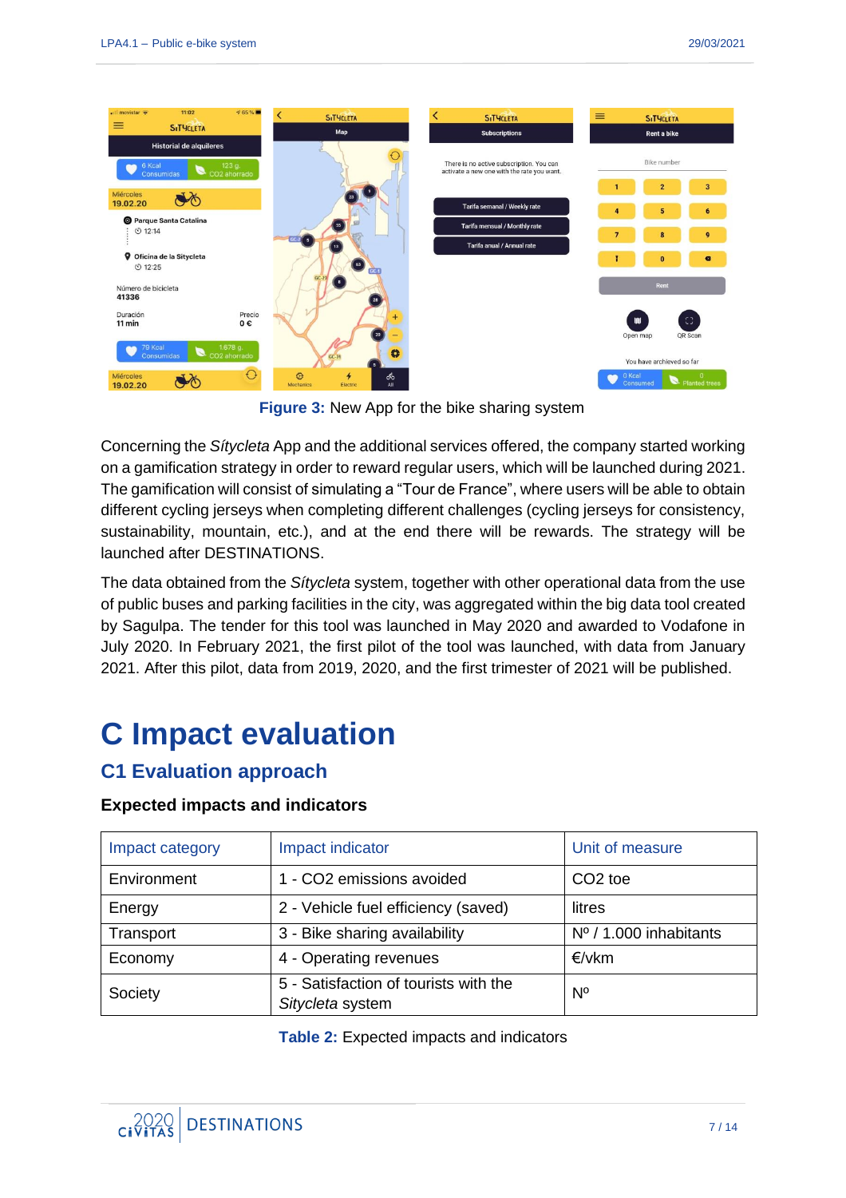**Figure 3:** New App for the bike sharing system

Concerning the *Sítycleta* App and the additional services offered, the company started working on a gamification strategy in order to reward regular users, which will be launched during 2021. The gamification will consist of simulating a "Tour de France", where users will be able to obtain different cycling jerseys when completing different challenges (cycling jerseys for consistency, sustainability, mountain, etc.), and at the end there will be rewards. The strategy will be launched after DESTINATIONS.

The data obtained from the *Sítycleta* system, together with other operational data from the use of public buses and parking facilities in the city, was aggregated within the big data tool created by Sagulpa. The tender for this tool was launched in May 2020 and awarded to Vodafone in July 2020. In February 2021, the first pilot of the tool was launched, with data from January 2021. After this pilot, data from 2019, 2020, and the first trimester of 2021 will be published.

# C Impact evaluation

## C1 Evaluation approach

### Expected impacts and indicators

| Impact category | Impact indicator | Unit of measure |
|---|---|---|
| Environment | 1 - $CO_2$ emissions avoided | $CO_2$ toe |
| Energy | 2 - Vehicle fuel efficiency (saved) | litres |
| Transport | 3 - Bike sharing availability | Nº / 1.000 inhabitants |
| Economy | 4 - Operating revenues | €/vkm |
| Society | 5 - Satisfaction of tourists with the *Sitycleta* system | Nº |

**Table 2:** Expected impacts and indicators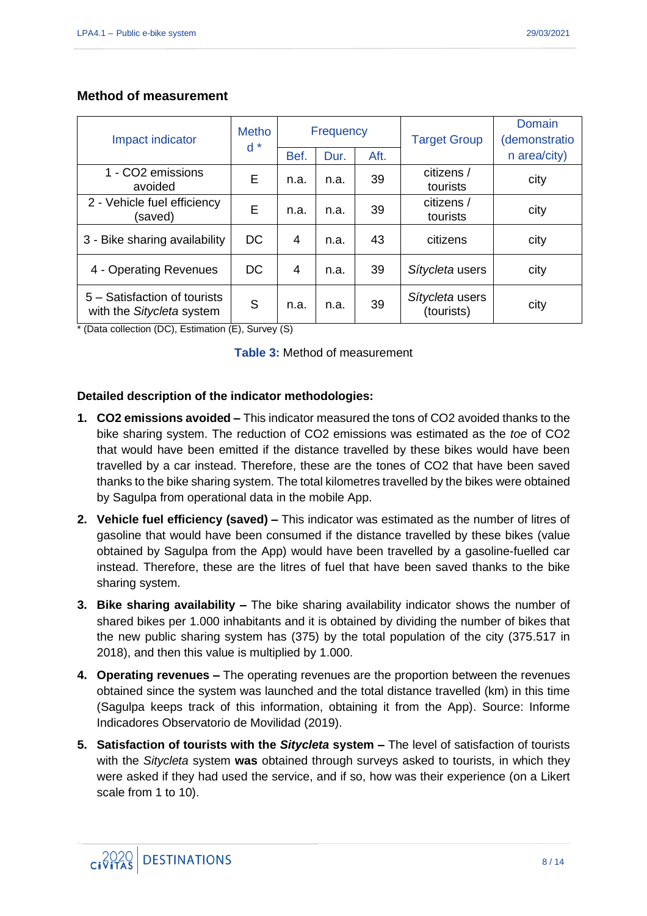## Method of measurement

| Impact indicator | Method * | Frequency | | | Target Group | Domain (demonstration area/city) |
|---|---|---|---|---|---|---|
| | | Bef. | Dur. | Aft. | | |
| 1 - $CO_2$ emissions avoided | E | n.a. | n.a. | 39 | citizens / tourists | city |
| 2 - Vehicle fuel efficiency (saved) | E | n.a. | n.a. | 39 | citizens / tourists | city |
| 3 - Bike sharing availability | DC | 4 | n.a. | 43 | citizens | city |
| 4 - Operating Revenues | DC | 4 | n.a. | 39 | *Sítycleta* users | city |
| 5 – Satisfaction of tourists with the *Sitycleta* system | S | n.a. | n.a. | 39 | *Sítycleta* users (tourists) | city |

* (Data collection (DC), Estimation (E), Survey (S)

**Table 3:** Method of measurement

**Detailed description of the indicator methodologies:**

1. **$CO_2$ emissions avoided –** This indicator measured the tons of $CO_2$ avoided thanks to the bike sharing system. The reduction of $CO_2$ emissions was estimated as the *toe* of $CO_2$ that would have been emitted if the distance travelled by these bikes would have been travelled by a car instead. Therefore, these are the tones of $CO_2$ that have been saved thanks to the bike sharing system. The total kilometres travelled by the bikes were obtained by Sagulpa from operational data in the mobile App.
2. **Vehicle fuel efficiency (saved) –** This indicator was estimated as the number of litres of gasoline that would have been consumed if the distance travelled by these bikes (value obtained by Sagulpa from the App) would have been travelled by a gasoline-fuelled car instead. Therefore, these are the litres of fuel that have been saved thanks to the bike sharing system.
3. **Bike sharing availability –** The bike sharing availability indicator shows the number of shared bikes per 1.000 inhabitants and it is obtained by dividing the number of bikes that the new public sharing system has (375) by the total population of the city (375.517 in 2018), and then this value is multiplied by 1.000.
4. **Operating revenues –** The operating revenues are the proportion between the revenues obtained since the system was launched and the total distance travelled (km) in this time (Sagulpa keeps track of this information, obtaining it from the App). Source: Informe Indicadores Observatorio de Movilidad (2019).
5. **Satisfaction of tourists with the *Sitycleta* system –** The level of satisfaction of tourists with the *Sitycleta* system **was** obtained through surveys asked to tourists, in which they were asked if they had used the service, and if so, how was their experience (on a Likert scale from 1 to 10).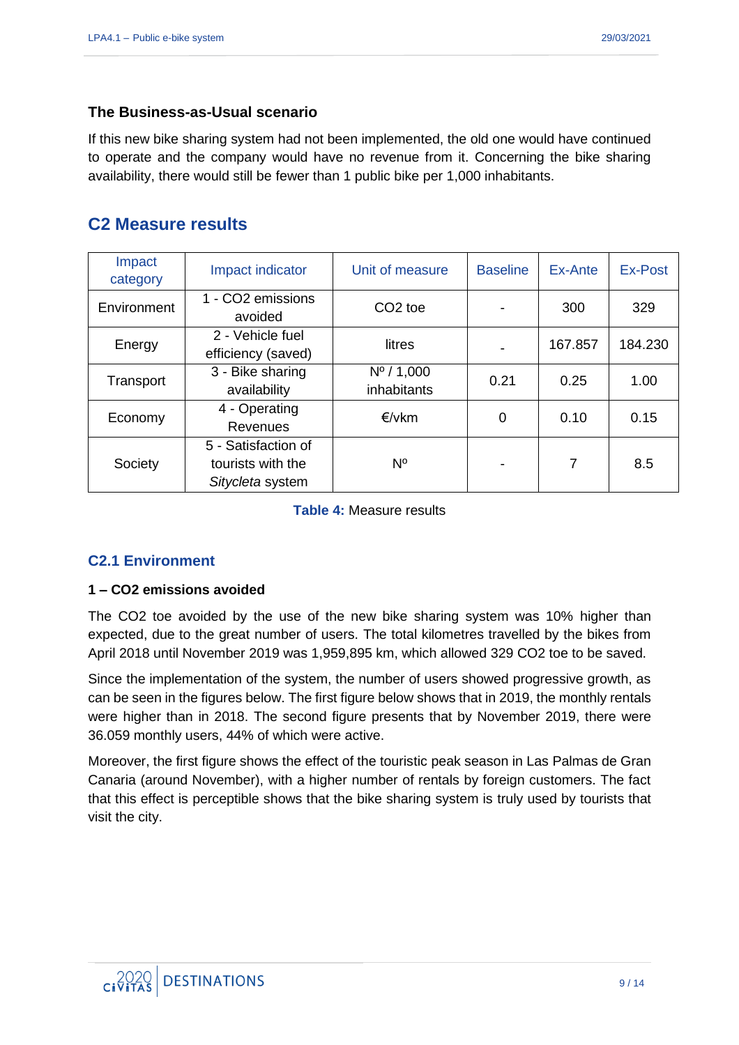### The Business-as-Usual scenario

If this new bike sharing system had not been implemented, the old one would have continued to operate and the company would have no revenue from it. Concerning the bike sharing availability, there would still be fewer than 1 public bike per 1,000 inhabitants.

## C2 Measure results

| Impact category | Impact indicator | Unit of measure | Baseline | Ex-Ante | Ex-Post |
|---|---|---|---|---|---|
| Environment | 1 - $CO_2$ emissions avoided | $CO_2$ toe | - | 300 | 329 |
| Energy | 2 - Vehicle fuel efficiency (saved) | litres | - | 167.857 | 184.230 |
| Transport | 3 - Bike sharing availability | Nº / 1,000 inhabitants | 0.21 | 0.25 | 1.00 |
| Economy | 4 - Operating Revenues | €/vkm | 0 | 0.10 | 0.15 |
| Society | 5 - Satisfaction of tourists with the *Sitycleta* system | Nº | - | 7 | 8.5 |

**Table 4:** Measure results

### C2.1 Environment

**1 – $CO_2$ emissions avoided**

The $CO_2$ toe avoided by the use of the new bike sharing system was 10% higher than expected, due to the great number of users. The total kilometres travelled by the bikes from April 2018 until November 2019 was 1,959,895 km, which allowed 329 $CO_2$ toe to be saved.

Since the implementation of the system, the number of users showed progressive growth, as can be seen in the figures below. The first figure below shows that in 2019, the monthly rentals were higher than in 2018. The second figure presents that by November 2019, there were 36.059 monthly users, 44% of which were active.

Moreover, the first figure shows the effect of the touristic peak season in Las Palmas de Gran Canaria (around November), with a higher number of rentals by foreign customers. The fact that this effect is perceptible shows that the bike sharing system is truly used by tourists that visit the city.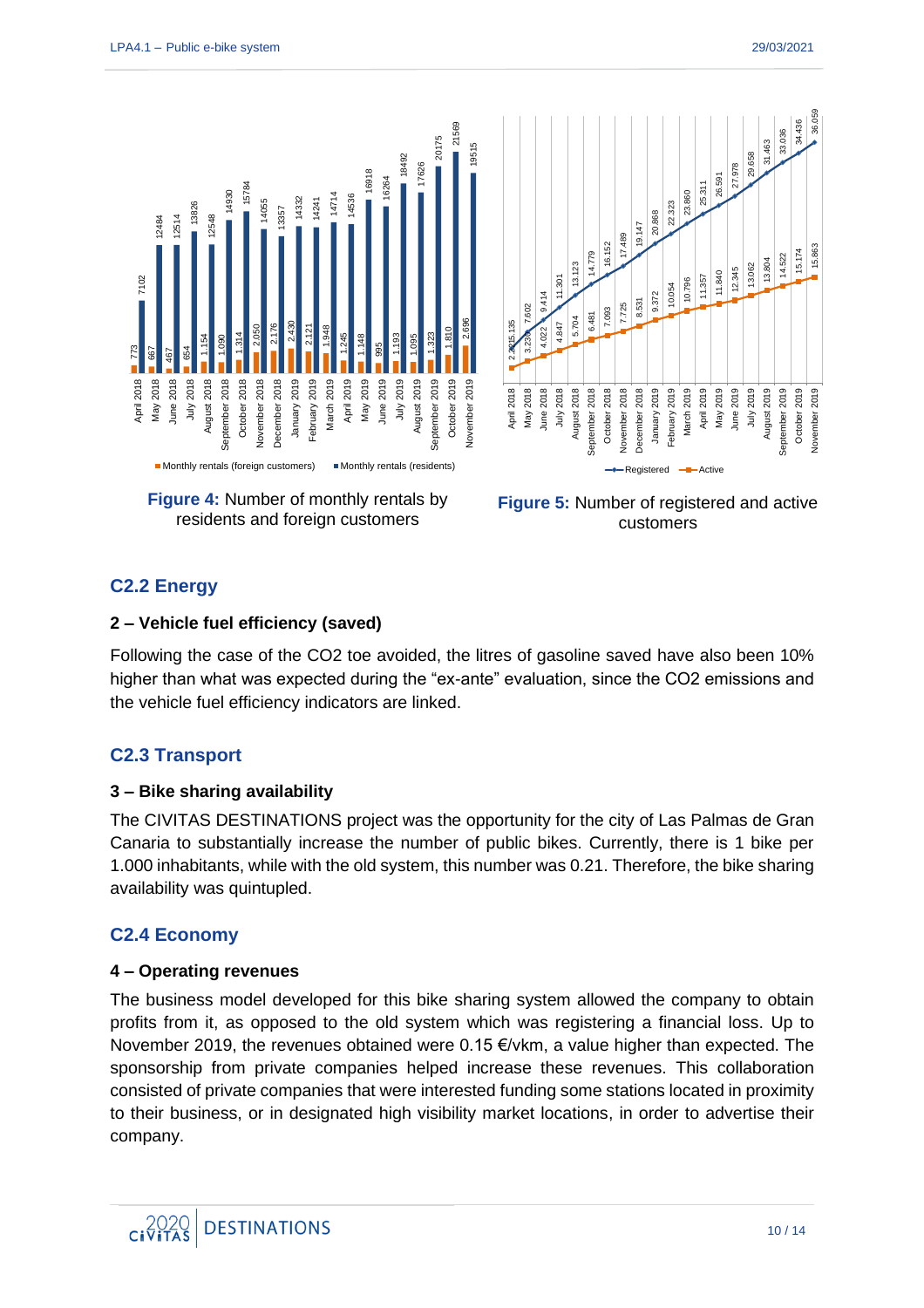| Month | Monthly rentals (foreign customers) | Monthly rentals (residents) |
|---|---|---|
| April 2018 | 773 | 7102 |
| May 2018 | 667 | 12484 |
| June 2018 | 467 | 12514 |
| July 2018 | 654 | 13826 |
| August 2018 | 1.154 | 12548 |
| September 2018 | 1.090 | 14930 |
| October 2018 | 1.314 | 15784 |
| November 2018 | 2.050 | 14055 |
| December 2018 | 2.176 | 13357 |
| January 2019 | 2.430 | 14332 |
| February 2019 | 2.121 | 14241 |
| March 2019 | 1.948 | 14714 |
| April 2019 | 1.245 | 14536 |
| May 2019 | 1.148 | 16918 |
| June 2019 | 995 | 16264 |
| July 2019 | 1.193 | 18492 |
| August 2019 | 1.095 | 17626 |
| September 2019 | 1.323 | 20175 |
| October 2019 | 1.810 | 21569 |
| November 2019 | 2.696 | 19515 |

**Figure 4:** Number of monthly rentals by residents and foreign customers

| Month | Registered | Active |
|---|---|---|
| April 2018 | 5.135 | 2.2 |
| May 2018 | 7.602 | 3.230 |
| June 2018 | 9.414 | 4.022 |
| July 2018 | 11.301 | 4.847 |
| August 2018 | 13.123 | 5.704 |
| September 2018 | 14.779 | 6.481 |
| October 2018 | 16.152 | 7.093 |
| November 2018 | 17.489 | 7.725 |
| December 2018 | 19.147 | 8.531 |
| January 2019 | 20.868 | 9.372 |
| February 2019 | 22.323 | 10.054 |
| March 2019 | 23.860 | 10.796 |
| April 2019 | 25.311 | 11.357 |
| May 2019 | 26.591 | 11.840 |
| June 2019 | 27.978 | 12.345 |
| July 2019 | 29.658 | 13.062 |
| August 2019 | 31.463 | 13.804 |
| September 2019 | 33.036 | 14.522 |
| October 2019 | 34.436 | 15.174 |
| November 2019 | 36.059 | 15.863 |

**Figure 5:** Number of registered and active customers

## C2.2 Energy

### 2 – Vehicle fuel efficiency (saved)

Following the case of the CO2 toe avoided, the litres of gasoline saved have also been 10% higher than what was expected during the "ex-ante" evaluation, since the CO2 emissions and the vehicle fuel efficiency indicators are linked.

## C2.3 Transport

### 3 – Bike sharing availability

The CIVITAS DESTINATIONS project was the opportunity for the city of Las Palmas de Gran Canaria to substantially increase the number of public bikes. Currently, there is 1 bike per 1.000 inhabitants, while with the old system, this number was 0.21. Therefore, the bike sharing availability was quintupled.

## C2.4 Economy

### 4 – Operating revenues

The business model developed for this bike sharing system allowed the company to obtain profits from it, as opposed to the old system which was registering a financial loss. Up to November 2019, the revenues obtained were 0.15 €/vkm, a value higher than expected. The sponsorship from private companies helped increase these revenues. This collaboration consisted of private companies that were interested funding some stations located in proximity to their business, or in designated high visibility market locations, in order to advertise their company.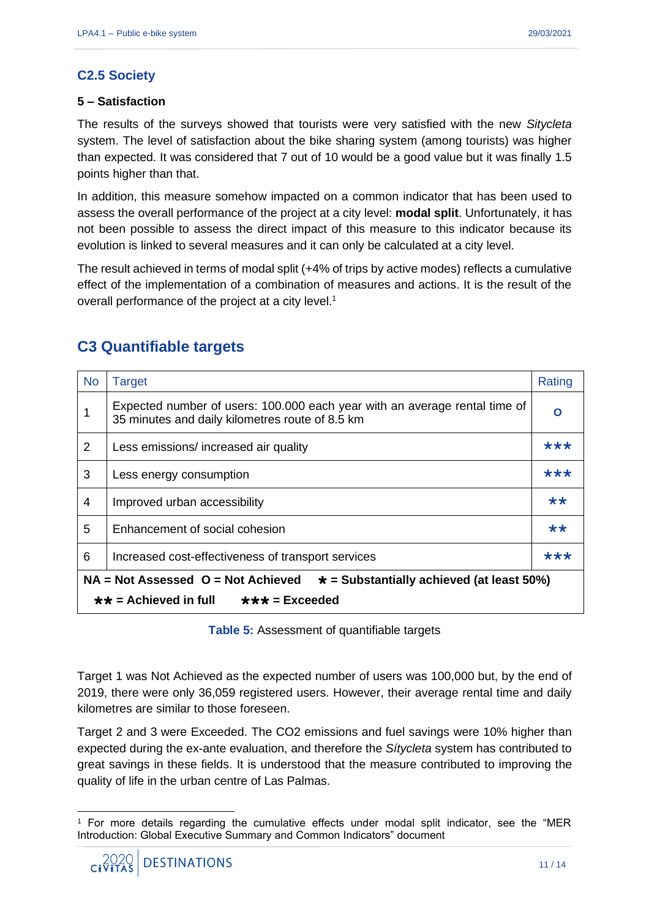## C2.5 Society

### 5 – Satisfaction

The results of the surveys showed that tourists were very satisfied with the new *Sitycleta* system. The level of satisfaction about the bike sharing system (among tourists) was higher than expected. It was considered that 7 out of 10 would be a good value but it was finally 1.5 points higher than that.

In addition, this measure somehow impacted on a common indicator that has been used to assess the overall performance of the project at a city level: **modal split**. Unfortunately, it has not been possible to assess the direct impact of this measure to this indicator because its evolution is linked to several measures and it can only be calculated at a city level.

The result achieved in terms of modal split (+4% of trips by active modes) reflects a cumulative effect of the implementation of a combination of measures and actions. It is the result of the overall performance of the project at a city level.[1]

## C3 Quantifiable targets

| No | Target | Rating |
|---|---|---|
| 1 | Expected number of users: 100.000 each year with an average rental time of 35 minutes and daily kilometres route of 8.5 km | O |
| 2 | Less emissions/ increased air quality | ★★★ |
| 3 | Less energy consumption | ★★★ |
| 4 | Improved urban accessibility | ★★ |
| 5 | Enhancement of social cohesion | ★★ |
| 6 | Increased cost-effectiveness of transport services | ★★★ |
| **NA = Not Assessed O = Not Achieved ★ = Substantially achieved (at least 50%) ★★ = Achieved in full ★★★ = Exceeded** | | |

**Table 5:** Assessment of quantifiable targets

Target 1 was Not Achieved as the expected number of users was 100,000 but, by the end of 2019, there were only 36,059 registered users. However, their average rental time and daily kilometres are similar to those foreseen.

Target 2 and 3 were Exceeded. The CO2 emissions and fuel savings were 10% higher than expected during the ex-ante evaluation, and therefore the *Sítycleta* system has contributed to great savings in these fields. It is understood that the measure contributed to improving the quality of life in the urban centre of Las Palmas.

[1] For more details regarding the cumulative effects under modal split indicator, see the "MER Introduction: Global Executive Summary and Common Indicators" document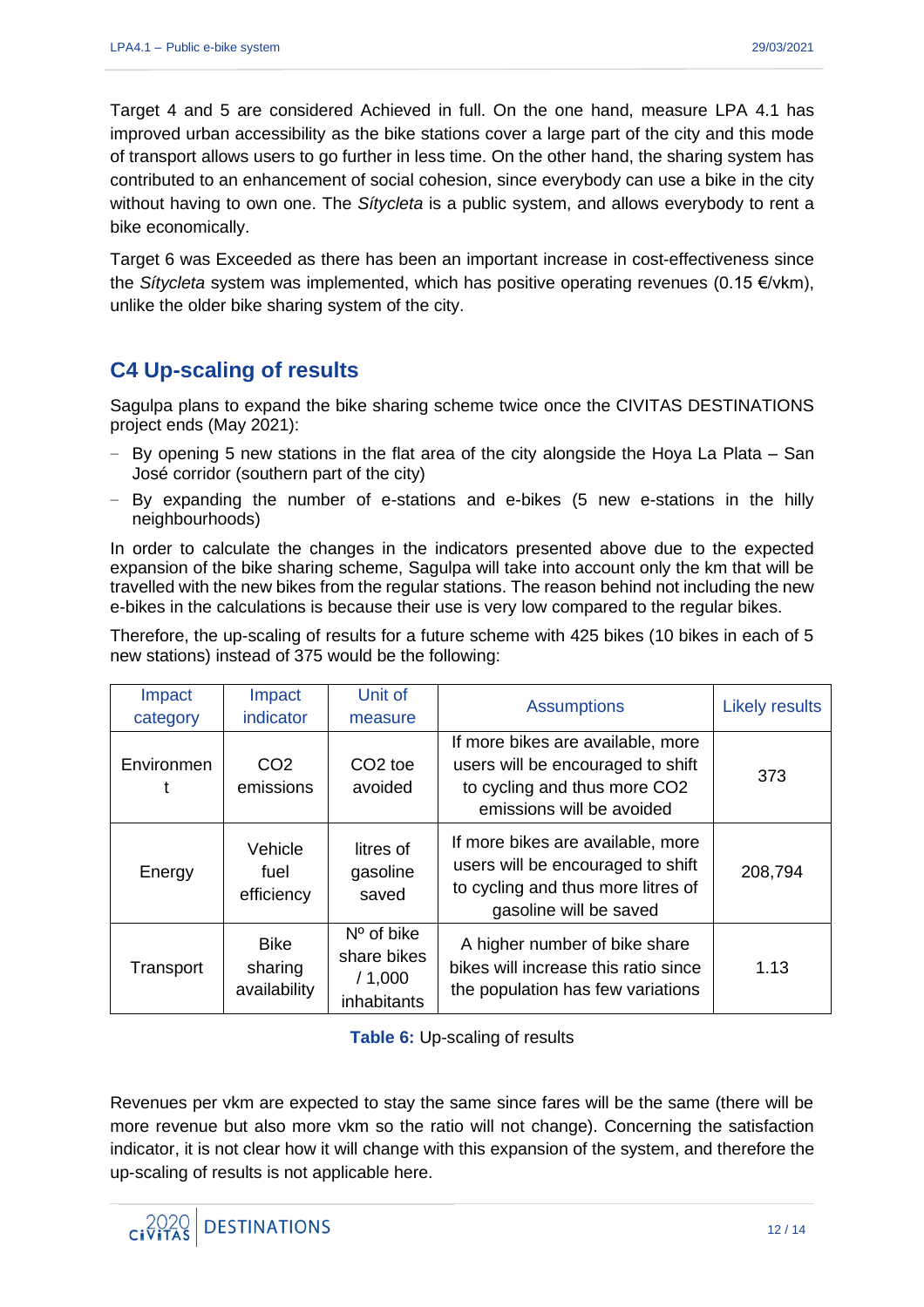Target 4 and 5 are considered Achieved in full. On the one hand, measure LPA 4.1 has improved urban accessibility as the bike stations cover a large part of the city and this mode of transport allows users to go further in less time. On the other hand, the sharing system has contributed to an enhancement of social cohesion, since everybody can use a bike in the city without having to own one. The *Sítycleta* is a public system, and allows everybody to rent a bike economically.

Target 6 was Exceeded as there has been an important increase in cost-effectiveness since the *Sítycleta* system was implemented, which has positive operating revenues (0.15 €/vkm), unlike the older bike sharing system of the city.

## C4 Up-scaling of results

Sagulpa plans to expand the bike sharing scheme twice once the CIVITAS DESTINATIONS project ends (May 2021):

- By opening 5 new stations in the flat area of the city alongside the Hoya La Plata – San José corridor (southern part of the city)
- By expanding the number of e-stations and e-bikes (5 new e-stations in the hilly neighbourhoods)

In order to calculate the changes in the indicators presented above due to the expected expansion of the bike sharing scheme, Sagulpa will take into account only the km that will be travelled with the new bikes from the regular stations. The reason behind not including the new e-bikes in the calculations is because their use is very low compared to the regular bikes.

Therefore, the up-scaling of results for a future scheme with 425 bikes (10 bikes in each of 5 new stations) instead of 375 would be the following:

| Impact category | Impact indicator | Unit of measure | Assumptions | Likely results |
|---|---|---|---|---|
| Environment | $CO_2$ emissions | $CO_2$ toe avoided | If more bikes are available, more users will be encouraged to shift to cycling and thus more $CO_2$ emissions will be avoided | 373 |
| Energy | Vehicle fuel efficiency | litres of gasoline saved | If more bikes are available, more users will be encouraged to shift to cycling and thus more litres of gasoline will be saved | 208,794 |
| Transport | Bike sharing availability | Nº of bike share bikes / 1,000 inhabitants | A higher number of bike share bikes will increase this ratio since the population has few variations | 1.13 |

**Table 6:** Up-scaling of results

Revenues per vkm are expected to stay the same since fares will be the same (there will be more revenue but also more vkm so the ratio will not change). Concerning the satisfaction indicator, it is not clear how it will change with this expansion of the system, and therefore the up-scaling of results is not applicable here.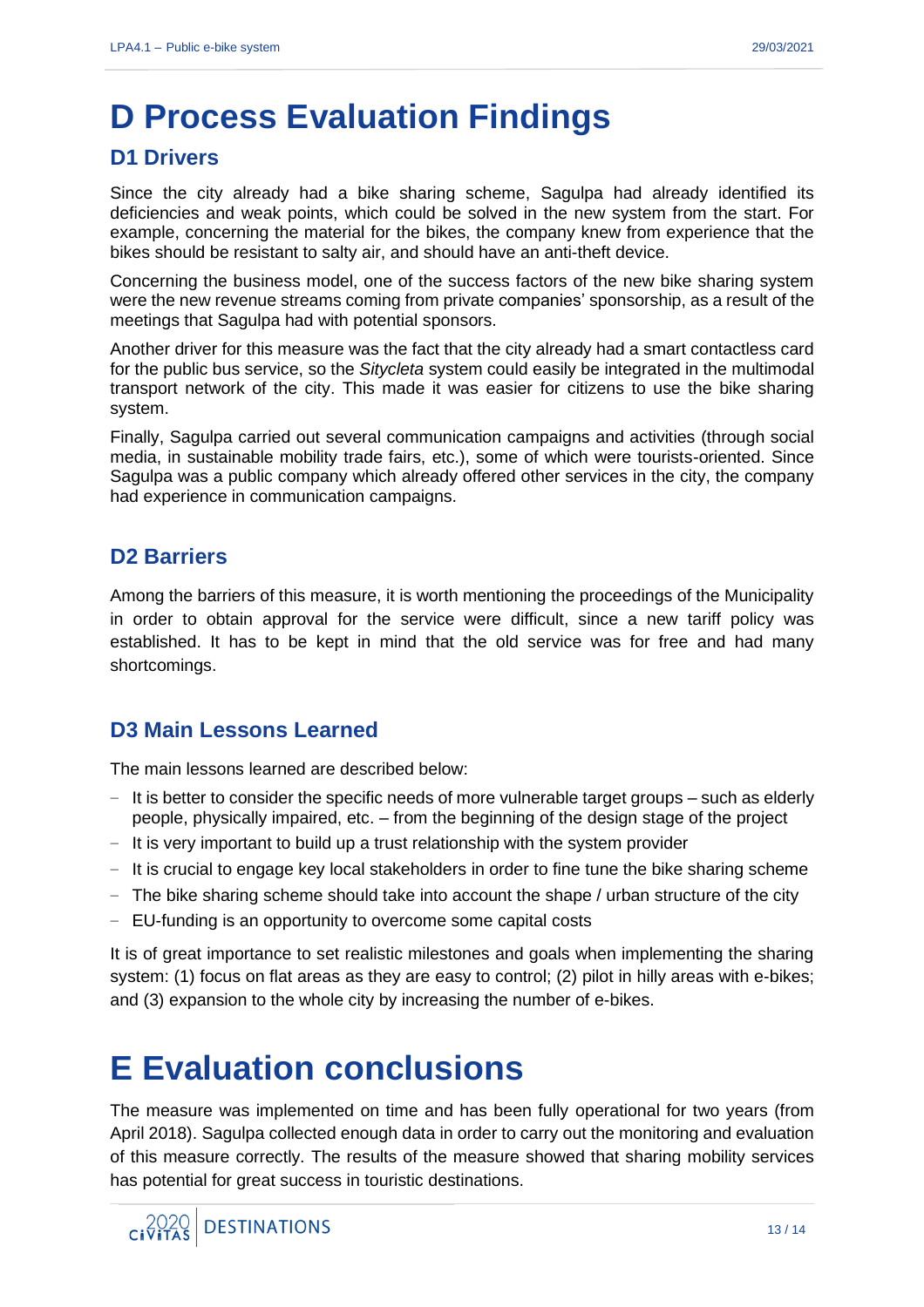# D Process Evaluation Findings

## D1 Drivers

Since the city already had a bike sharing scheme, Sagulpa had already identified its deficiencies and weak points, which could be solved in the new system from the start. For example, concerning the material for the bikes, the company knew from experience that the bikes should be resistant to salty air, and should have an anti-theft device.

Concerning the business model, one of the success factors of the new bike sharing system were the new revenue streams coming from private companies' sponsorship, as a result of the meetings that Sagulpa had with potential sponsors.

Another driver for this measure was the fact that the city already had a smart contactless card for the public bus service, so the *Sitycleta* system could easily be integrated in the multimodal transport network of the city. This made it was easier for citizens to use the bike sharing system.

Finally, Sagulpa carried out several communication campaigns and activities (through social media, in sustainable mobility trade fairs, etc.), some of which were tourists-oriented. Since Sagulpa was a public company which already offered other services in the city, the company had experience in communication campaigns.

## D2 Barriers

Among the barriers of this measure, it is worth mentioning the proceedings of the Municipality in order to obtain approval for the service were difficult, since a new tariff policy was established. It has to be kept in mind that the old service was for free and had many shortcomings.

## D3 Main Lessons Learned

The main lessons learned are described below:

- It is better to consider the specific needs of more vulnerable target groups – such as elderly people, physically impaired, etc. – from the beginning of the design stage of the project
- It is very important to build up a trust relationship with the system provider
- It is crucial to engage key local stakeholders in order to fine tune the bike sharing scheme
- The bike sharing scheme should take into account the shape / urban structure of the city
- EU-funding is an opportunity to overcome some capital costs

It is of great importance to set realistic milestones and goals when implementing the sharing system: (1) focus on flat areas as they are easy to control; (2) pilot in hilly areas with e-bikes; and (3) expansion to the whole city by increasing the number of e-bikes.

# E Evaluation conclusions

The measure was implemented on time and has been fully operational for two years (from April 2018). Sagulpa collected enough data in order to carry out the monitoring and evaluation of this measure correctly. The results of the measure showed that sharing mobility services has potential for great success in touristic destinations.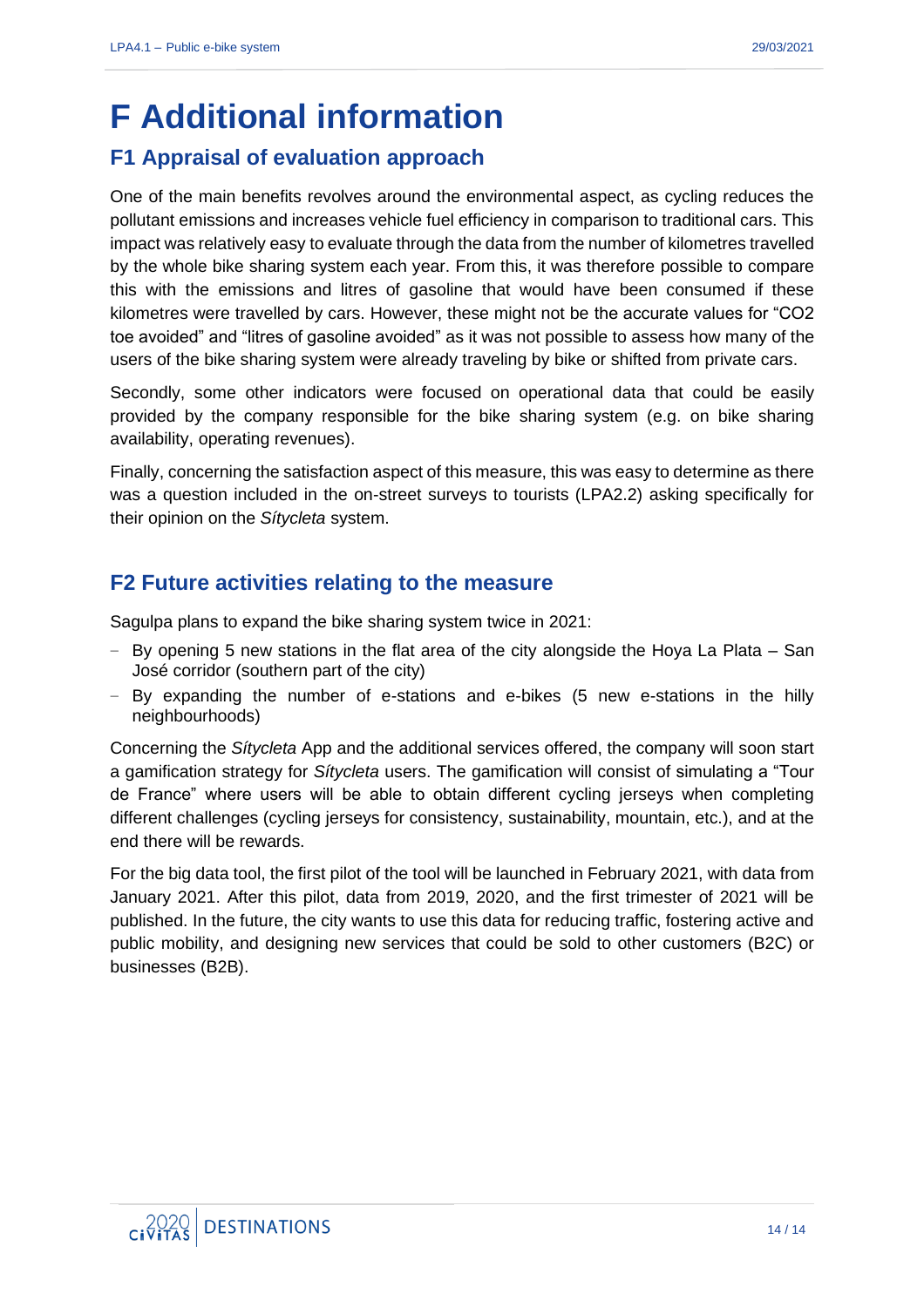# F Additional information

## F1 Appraisal of evaluation approach

One of the main benefits revolves around the environmental aspect, as cycling reduces the pollutant emissions and increases vehicle fuel efficiency in comparison to traditional cars. This impact was relatively easy to evaluate through the data from the number of kilometres travelled by the whole bike sharing system each year. From this, it was therefore possible to compare this with the emissions and litres of gasoline that would have been consumed if these kilometres were travelled by cars. However, these might not be the accurate values for "CO2 toe avoided" and "litres of gasoline avoided" as it was not possible to assess how many of the users of the bike sharing system were already traveling by bike or shifted from private cars.

Secondly, some other indicators were focused on operational data that could be easily provided by the company responsible for the bike sharing system (e.g. on bike sharing availability, operating revenues).

Finally, concerning the satisfaction aspect of this measure, this was easy to determine as there was a question included in the on-street surveys to tourists (LPA2.2) asking specifically for their opinion on the *Sítycleta* system.

## F2 Future activities relating to the measure

Sagulpa plans to expand the bike sharing system twice in 2021:

- By opening 5 new stations in the flat area of the city alongside the Hoya La Plata – San José corridor (southern part of the city)
- By expanding the number of e-stations and e-bikes (5 new e-stations in the hilly neighbourhoods)

Concerning the *Sítycleta* App and the additional services offered, the company will soon start a gamification strategy for *Sítycleta* users. The gamification will consist of simulating a "Tour de France" where users will be able to obtain different cycling jerseys when completing different challenges (cycling jerseys for consistency, sustainability, mountain, etc.), and at the end there will be rewards.

For the big data tool, the first pilot of the tool will be launched in February 2021, with data from January 2021. After this pilot, data from 2019, 2020, and the first trimester of 2021 will be published. In the future, the city wants to use this data for reducing traffic, fostering active and public mobility, and designing new services that could be sold to other customers (B2C) or businesses (B2B).